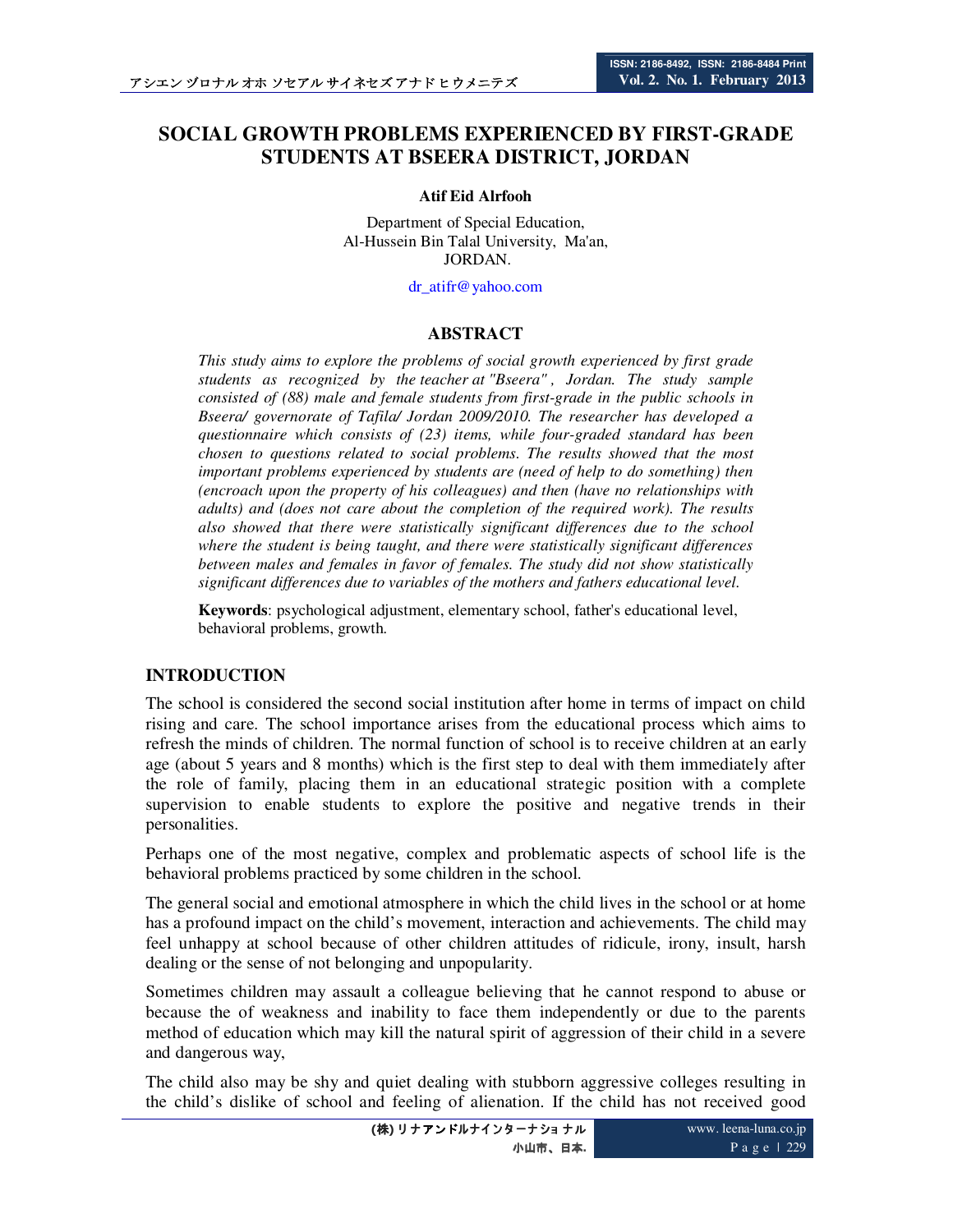# SOCIAL GROWTH PROBLEMS EXPERIENCED BY FIRST-GRADE STUDENTS AT BSEERA DISTRICT, JORDAN

**Atif Eid Alrfooh**

Department of Special Education,
Al-Hussein Bin Talal University, Ma'an,
JORDAN.

dr_atifr@yahoo.com

## ABSTRACT

*This study aims to explore the problems of social growth experienced by first grade students as recognized by the teacher at "Bseera" , Jordan. The study sample consisted of (88) male and female students from first-grade in the public schools in Bseera/ governorate of Tafila/ Jordan 2009/2010. The researcher has developed a questionnaire which consists of (23) items, while four-graded standard has been chosen to questions related to social problems. The results showed that the most important problems experienced by students are (need of help to do something) then (encroach upon the property of his colleagues) and then (have no relationships with adults) and (does not care about the completion of the required work). The results also showed that there were statistically significant differences due to the school where the student is being taught, and there were statistically significant differences between males and females in favor of females. The study did not show statistically significant differences due to variables of the mothers and fathers educational level.*

**Keywords**: psychological adjustment, elementary school, father's educational level, behavioral problems, growth.

## INTRODUCTION

The school is considered the second social institution after home in terms of impact on child rising and care. The school importance arises from the educational process which aims to refresh the minds of children. The normal function of school is to receive children at an early age (about 5 years and 8 months) which is the first step to deal with them immediately after the role of family, placing them in an educational strategic position with a complete supervision to enable students to explore the positive and negative trends in their personalities.

Perhaps one of the most negative, complex and problematic aspects of school life is the behavioral problems practiced by some children in the school.

The general social and emotional atmosphere in which the child lives in the school or at home has a profound impact on the child's movement, interaction and achievements. The child may feel unhappy at school because of other children attitudes of ridicule, irony, insult, harsh dealing or the sense of not belonging and unpopularity.

Sometimes children may assault a colleague believing that he cannot respond to abuse or because the of weakness and inability to face them independently or due to the parents method of education which may kill the natural spirit of aggression of their child in a severe and dangerous way,

The child also may be shy and quiet dealing with stubborn aggressive colleges resulting in the child's dislike of school and feeling of alienation. If the child has not received good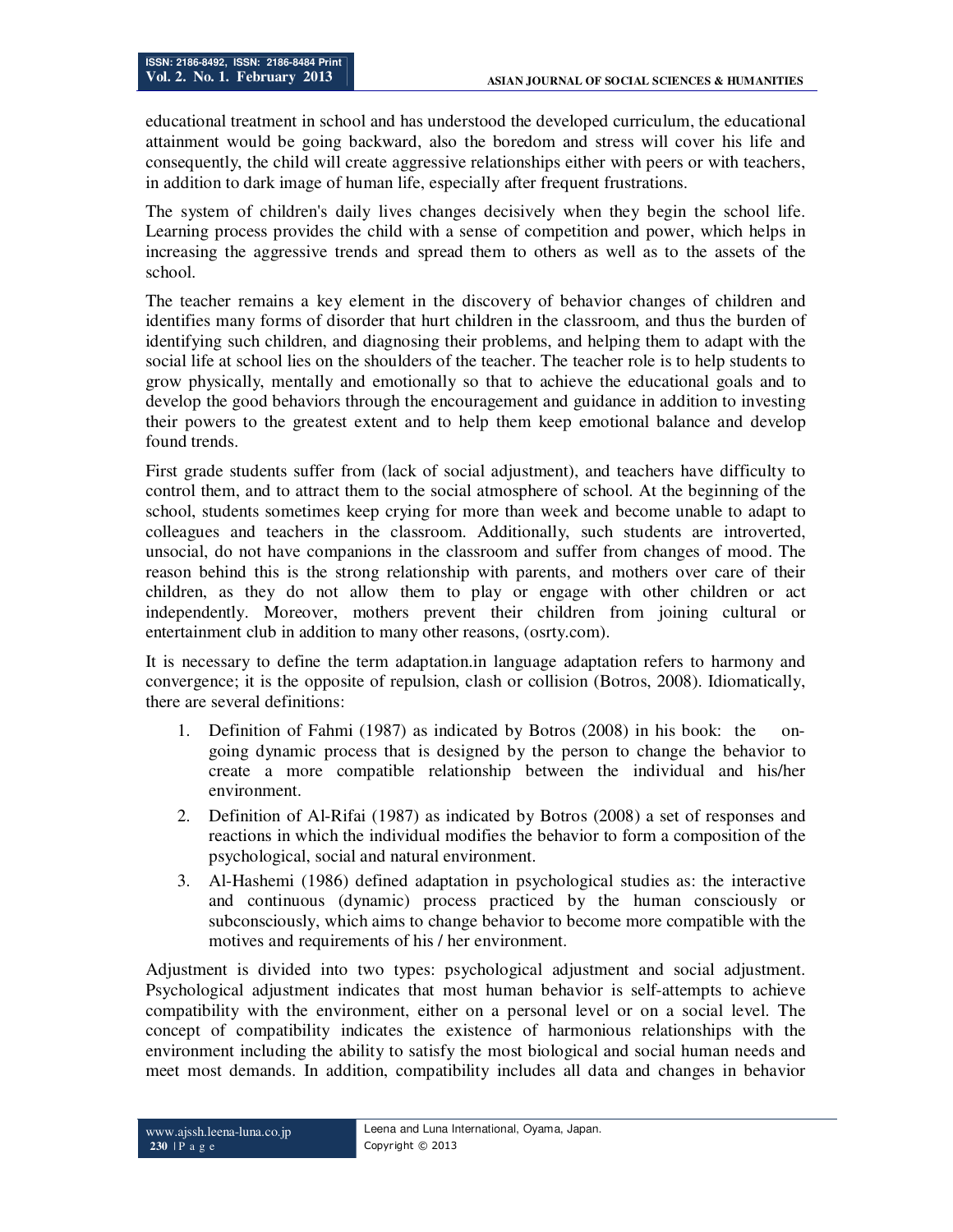educational treatment in school and has understood the developed curriculum, the educational attainment would be going backward, also the boredom and stress will cover his life and consequently, the child will create aggressive relationships either with peers or with teachers, in addition to dark image of human life, especially after frequent frustrations.

The system of children's daily lives changes decisively when they begin the school life. Learning process provides the child with a sense of competition and power, which helps in increasing the aggressive trends and spread them to others as well as to the assets of the school.

The teacher remains a key element in the discovery of behavior changes of children and identifies many forms of disorder that hurt children in the classroom, and thus the burden of identifying such children, and diagnosing their problems, and helping them to adapt with the social life at school lies on the shoulders of the teacher. The teacher role is to help students to grow physically, mentally and emotionally so that to achieve the educational goals and to develop the good behaviors through the encouragement and guidance in addition to investing their powers to the greatest extent and to help them keep emotional balance and develop found trends.

First grade students suffer from (lack of social adjustment), and teachers have difficulty to control them, and to attract them to the social atmosphere of school. At the beginning of the school, students sometimes keep crying for more than week and become unable to adapt to colleagues and teachers in the classroom. Additionally, such students are introverted, unsocial, do not have companions in the classroom and suffer from changes of mood. The reason behind this is the strong relationship with parents, and mothers over care of their children, as they do not allow them to play or engage with other children or act independently. Moreover, mothers prevent their children from joining cultural or entertainment club in addition to many other reasons, (osrty.com).

It is necessary to define the term adaptation.in language adaptation refers to harmony and convergence; it is the opposite of repulsion, clash or collision (Botros, 2008). Idiomatically, there are several definitions:

1. Definition of Fahmi (1987) as indicated by Botros (2008) in his book: the on-going dynamic process that is designed by the person to change the behavior to create a more compatible relationship between the individual and his/her environment.
2. Definition of Al-Rifai (1987) as indicated by Botros (2008) a set of responses and reactions in which the individual modifies the behavior to form a composition of the psychological, social and natural environment.
3. Al-Hashemi (1986) defined adaptation in psychological studies as: the interactive and continuous (dynamic) process practiced by the human consciously or subconsciously, which aims to change behavior to become more compatible with the motives and requirements of his / her environment.

Adjustment is divided into two types: psychological adjustment and social adjustment. Psychological adjustment indicates that most human behavior is self-attempts to achieve compatibility with the environment, either on a personal level or on a social level. The concept of compatibility indicates the existence of harmonious relationships with the environment including the ability to satisfy the most biological and social human needs and meet most demands. In addition, compatibility includes all data and changes in behavior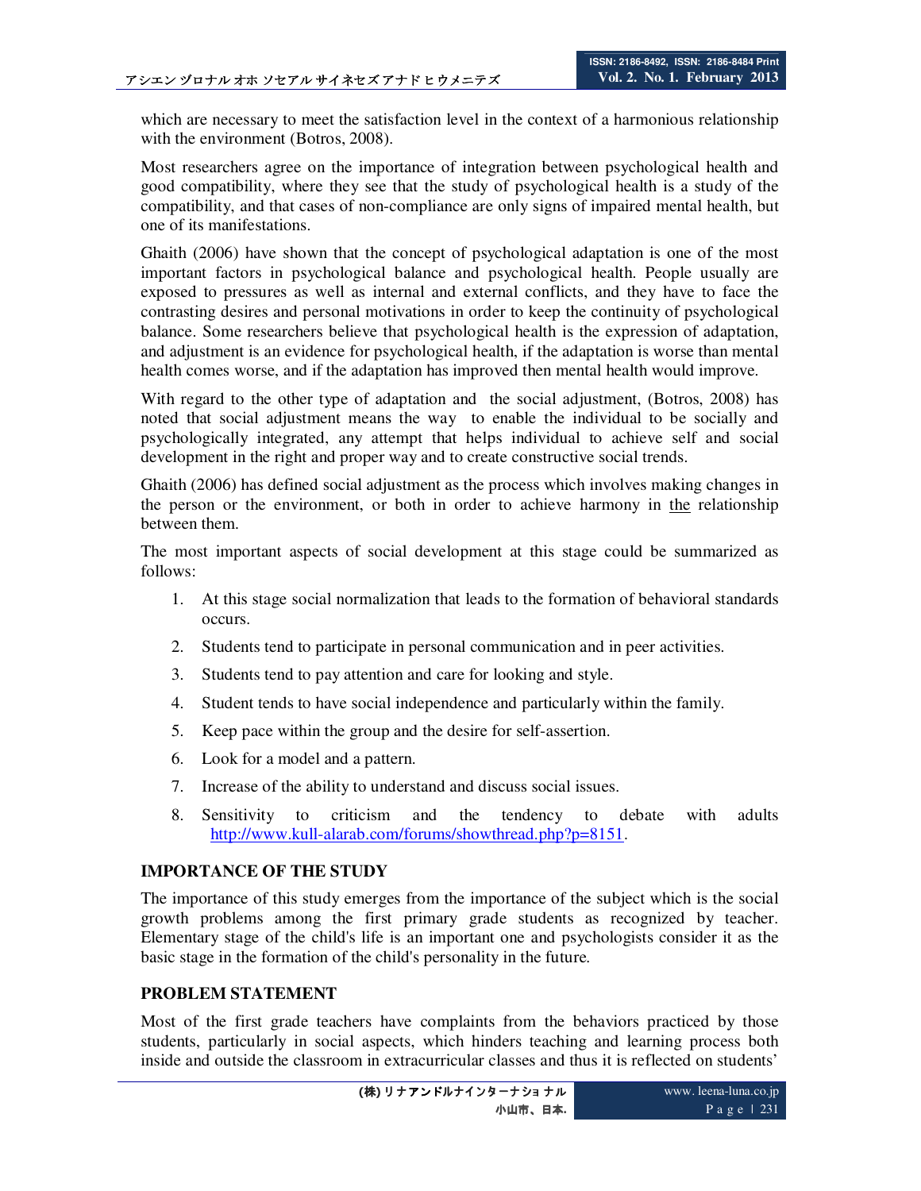which are necessary to meet the satisfaction level in the context of a harmonious relationship with the environment (Botros, 2008).

Most researchers agree on the importance of integration between psychological health and good compatibility, where they see that the study of psychological health is a study of the compatibility, and that cases of non-compliance are only signs of impaired mental health, but one of its manifestations.

Ghaith (2006) have shown that the concept of psychological adaptation is one of the most important factors in psychological balance and psychological health. People usually are exposed to pressures as well as internal and external conflicts, and they have to face the contrasting desires and personal motivations in order to keep the continuity of psychological balance. Some researchers believe that psychological health is the expression of adaptation, and adjustment is an evidence for psychological health, if the adaptation is worse than mental health comes worse, and if the adaptation has improved then mental health would improve.

With regard to the other type of adaptation and the social adjustment, (Botros, 2008) has noted that social adjustment means the way to enable the individual to be socially and psychologically integrated, any attempt that helps individual to achieve self and social development in the right and proper way and to create constructive social trends.

Ghaith (2006) has defined social adjustment as the process which involves making changes in the person or the environment, or both in order to achieve harmony in the relationship between them.

The most important aspects of social development at this stage could be summarized as follows:

1. At this stage social normalization that leads to the formation of behavioral standards occurs.
2. Students tend to participate in personal communication and in peer activities.
3. Students tend to pay attention and care for looking and style.
4. Student tends to have social independence and particularly within the family.
5. Keep pace within the group and the desire for self-assertion.
6. Look for a model and a pattern.
7. Increase of the ability to understand and discuss social issues.
8. Sensitivity to criticism and the tendency to debate with adults http://www.kull-alarab.com/forums/showthread.php?p=8151.

## IMPORTANCE OF THE STUDY

The importance of this study emerges from the importance of the subject which is the social growth problems among the first primary grade students as recognized by teacher. Elementary stage of the child's life is an important one and psychologists consider it as the basic stage in the formation of the child's personality in the future.

## PROBLEM STATEMENT

Most of the first grade teachers have complaints from the behaviors practiced by those students, particularly in social aspects, which hinders teaching and learning process both inside and outside the classroom in extracurricular classes and thus it is reflected on students'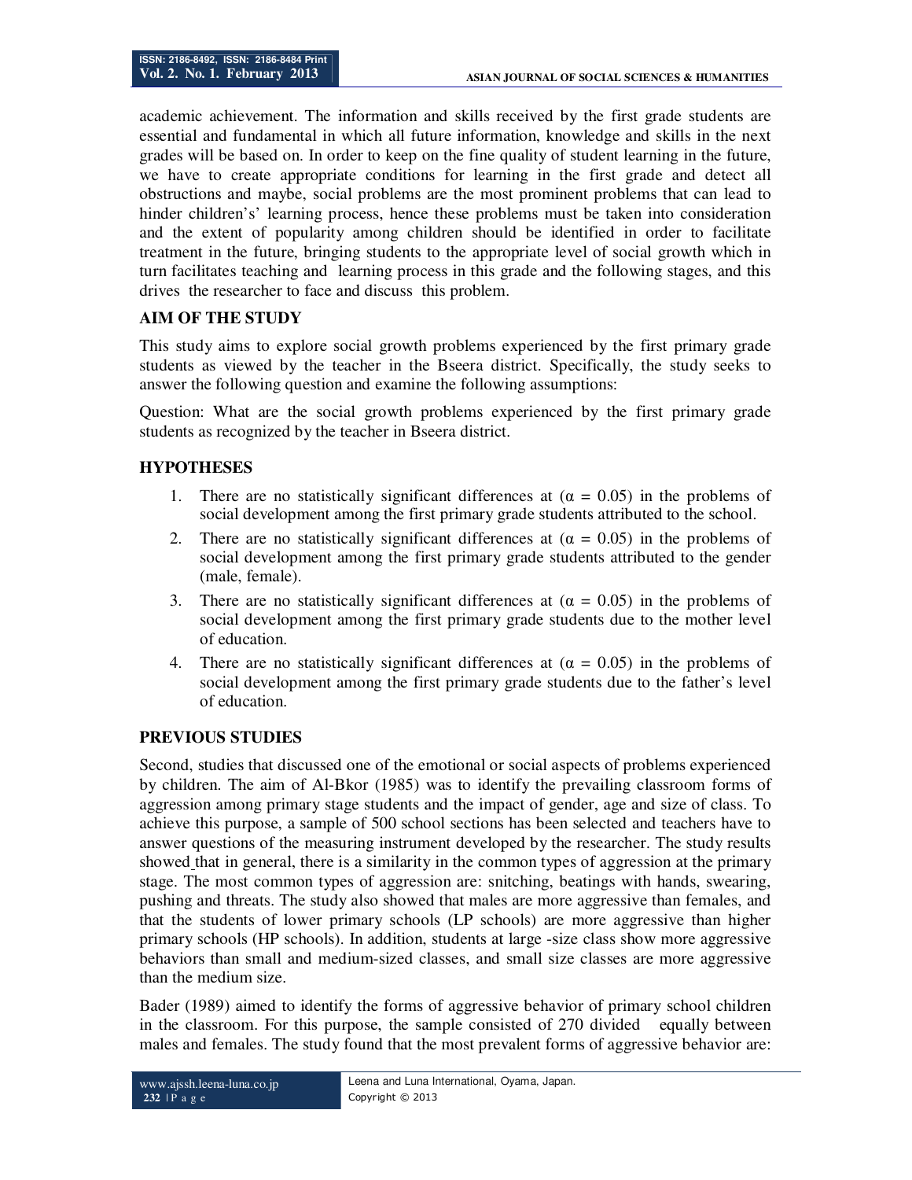academic achievement. The information and skills received by the first grade students are essential and fundamental in which all future information, knowledge and skills in the next grades will be based on. In order to keep on the fine quality of student learning in the future, we have to create appropriate conditions for learning in the first grade and detect all obstructions and maybe, social problems are the most prominent problems that can lead to hinder children's' learning process, hence these problems must be taken into consideration and the extent of popularity among children should be identified in order to facilitate treatment in the future, bringing students to the appropriate level of social growth which in turn facilitates teaching and learning process in this grade and the following stages, and this drives the researcher to face and discuss this problem.

## AIM OF THE STUDY

This study aims to explore social growth problems experienced by the first primary grade students as viewed by the teacher in the Bseera district. Specifically, the study seeks to answer the following question and examine the following assumptions:

Question: What are the social growth problems experienced by the first primary grade students as recognized by the teacher in Bseera district.

## HYPOTHESES

1. There are no statistically significant differences at ($\alpha = 0.05$) in the problems of social development among the first primary grade students attributed to the school.
2. There are no statistically significant differences at ($\alpha = 0.05$) in the problems of social development among the first primary grade students attributed to the gender (male, female).
3. There are no statistically significant differences at ($\alpha = 0.05$) in the problems of social development among the first primary grade students due to the mother level of education.
4. There are no statistically significant differences at ($\alpha = 0.05$) in the problems of social development among the first primary grade students due to the father's level of education.

## PREVIOUS STUDIES

Second, studies that discussed one of the emotional or social aspects of problems experienced by children. The aim of Al-Bkor (1985) was to identify the prevailing classroom forms of aggression among primary stage students and the impact of gender, age and size of class. To achieve this purpose, a sample of 500 school sections has been selected and teachers have to answer questions of the measuring instrument developed by the researcher. The study results showed that in general, there is a similarity in the common types of aggression at the primary stage. The most common types of aggression are: snitching, beatings with hands, swearing, pushing and threats. The study also showed that males are more aggressive than females, and that the students of lower primary schools (LP schools) are more aggressive than higher primary schools (HP schools). In addition, students at large -size class show more aggressive behaviors than small and medium-sized classes, and small size classes are more aggressive than the medium size.

Bader (1989) aimed to identify the forms of aggressive behavior of primary school children in the classroom. For this purpose, the sample consisted of 270 divided equally between males and females. The study found that the most prevalent forms of aggressive behavior are: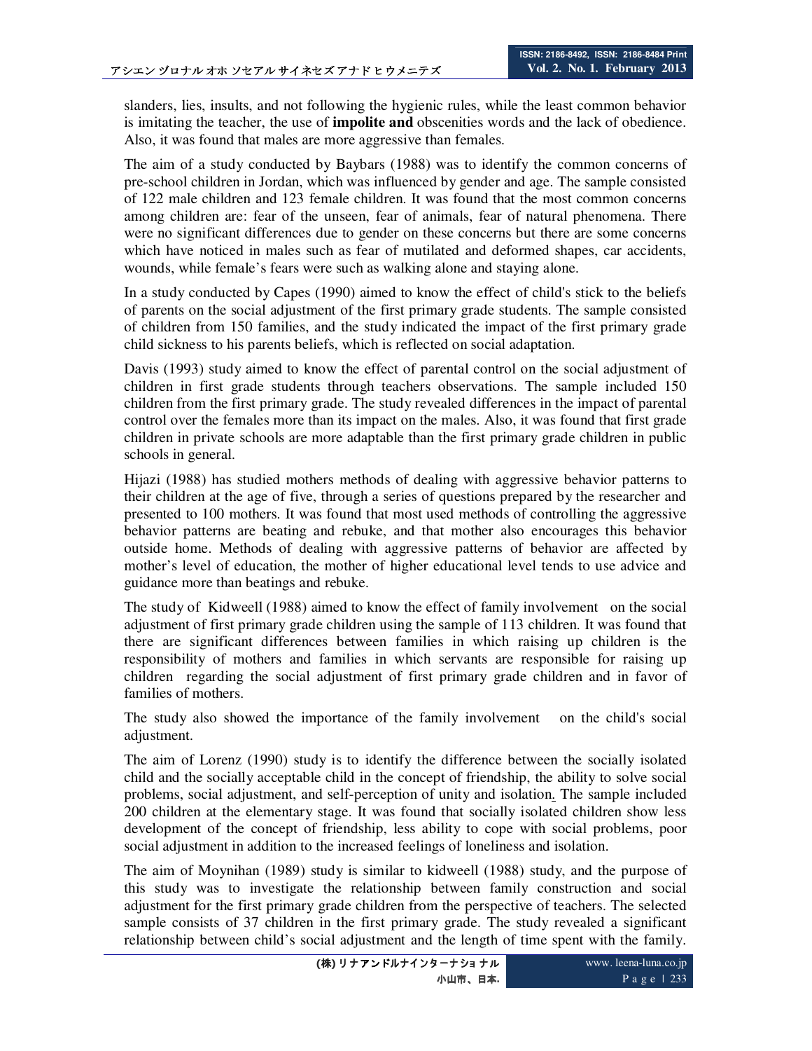slanders, lies, insults, and not following the hygienic rules, while the least common behavior is imitating the teacher, the use of **impolite and** obscenities words and the lack of obedience. Also, it was found that males are more aggressive than females.

The aim of a study conducted by Baybars (1988) was to identify the common concerns of pre-school children in Jordan, which was influenced by gender and age. The sample consisted of 122 male children and 123 female children. It was found that the most common concerns among children are: fear of the unseen, fear of animals, fear of natural phenomena. There were no significant differences due to gender on these concerns but there are some concerns which have noticed in males such as fear of mutilated and deformed shapes, car accidents, wounds, while female's fears were such as walking alone and staying alone.

In a study conducted by Capes (1990) aimed to know the effect of child's stick to the beliefs of parents on the social adjustment of the first primary grade students. The sample consisted of children from 150 families, and the study indicated the impact of the first primary grade child sickness to his parents beliefs, which is reflected on social adaptation.

Davis (1993) study aimed to know the effect of parental control on the social adjustment of children in first grade students through teachers observations. The sample included 150 children from the first primary grade. The study revealed differences in the impact of parental control over the females more than its impact on the males. Also, it was found that first grade children in private schools are more adaptable than the first primary grade children in public schools in general.

Hijazi (1988) has studied mothers methods of dealing with aggressive behavior patterns to their children at the age of five, through a series of questions prepared by the researcher and presented to 100 mothers. It was found that most used methods of controlling the aggressive behavior patterns are beating and rebuke, and that mother also encourages this behavior outside home. Methods of dealing with aggressive patterns of behavior are affected by mother's level of education, the mother of higher educational level tends to use advice and guidance more than beatings and rebuke.

The study of Kidweell (1988) aimed to know the effect of family involvement on the social adjustment of first primary grade children using the sample of 113 children. It was found that there are significant differences between families in which raising up children is the responsibility of mothers and families in which servants are responsible for raising up children regarding the social adjustment of first primary grade children and in favor of families of mothers.

The study also showed the importance of the family involvement on the child's social adjustment.

The aim of Lorenz (1990) study is to identify the difference between the socially isolated child and the socially acceptable child in the concept of friendship, the ability to solve social problems, social adjustment, and self-perception of unity and isolation. The sample included 200 children at the elementary stage. It was found that socially isolated children show less development of the concept of friendship, less ability to cope with social problems, poor social adjustment in addition to the increased feelings of loneliness and isolation.

The aim of Moynihan (1989) study is similar to kidweell (1988) study, and the purpose of this study was to investigate the relationship between family construction and social adjustment for the first primary grade children from the perspective of teachers. The selected sample consists of 37 children in the first primary grade. The study revealed a significant relationship between child's social adjustment and the length of time spent with the family.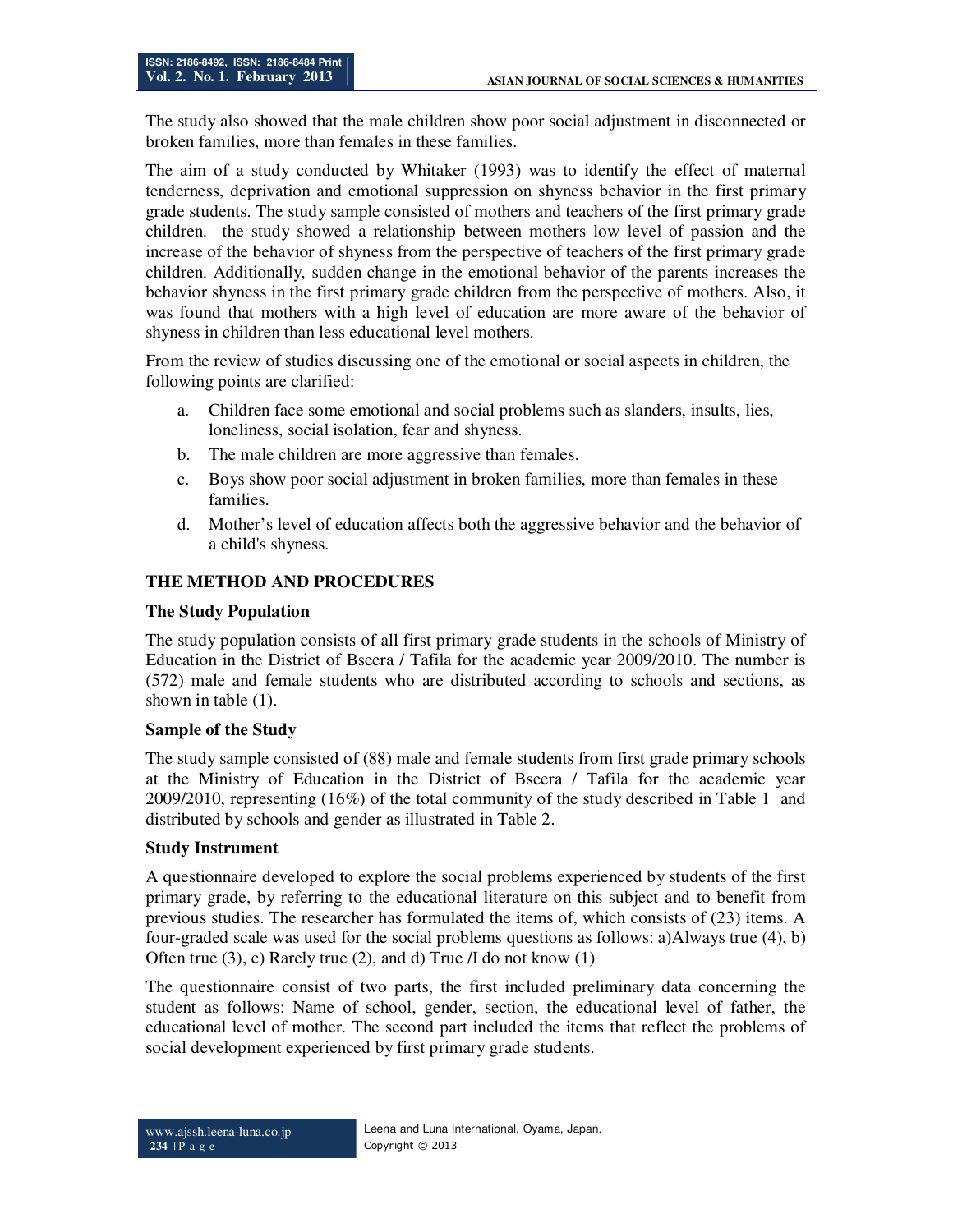The study also showed that the male children show poor social adjustment in disconnected or broken families, more than females in these families.

The aim of a study conducted by Whitaker (1993) was to identify the effect of maternal tenderness, deprivation and emotional suppression on shyness behavior in the first primary grade students. The study sample consisted of mothers and teachers of the first primary grade children. the study showed a relationship between mothers low level of passion and the increase of the behavior of shyness from the perspective of teachers of the first primary grade children. Additionally, sudden change in the emotional behavior of the parents increases the behavior shyness in the first primary grade children from the perspective of mothers. Also, it was found that mothers with a high level of education are more aware of the behavior of shyness in children than less educational level mothers.

From the review of studies discussing one of the emotional or social aspects in children, the following points are clarified:

a. Children face some emotional and social problems such as slanders, insults, lies, loneliness, social isolation, fear and shyness.
b. The male children are more aggressive than females.
c. Boys show poor social adjustment in broken families, more than females in these families.
d. Mother's level of education affects both the aggressive behavior and the behavior of a child's shyness.

## THE METHOD AND PROCEDURES

### The Study Population

The study population consists of all first primary grade students in the schools of Ministry of Education in the District of Bseera / Tafila for the academic year 2009/2010. The number is (572) male and female students who are distributed according to schools and sections, as shown in table (1).

### Sample of the Study

The study sample consisted of (88) male and female students from first grade primary schools at the Ministry of Education in the District of Bseera / Tafila for the academic year 2009/2010, representing (16%) of the total community of the study described in Table 1 and distributed by schools and gender as illustrated in Table 2.

### Study Instrument

A questionnaire developed to explore the social problems experienced by students of the first primary grade, by referring to the educational literature on this subject and to benefit from previous studies. The researcher has formulated the items of, which consists of (23) items. A four-graded scale was used for the social problems questions as follows: a)Always true (4), b) Often true (3), c) Rarely true (2), and d) True /I do not know (1)

The questionnaire consist of two parts, the first included preliminary data concerning the student as follows: Name of school, gender, section, the educational level of father, the educational level of mother. The second part included the items that reflect the problems of social development experienced by first primary grade students.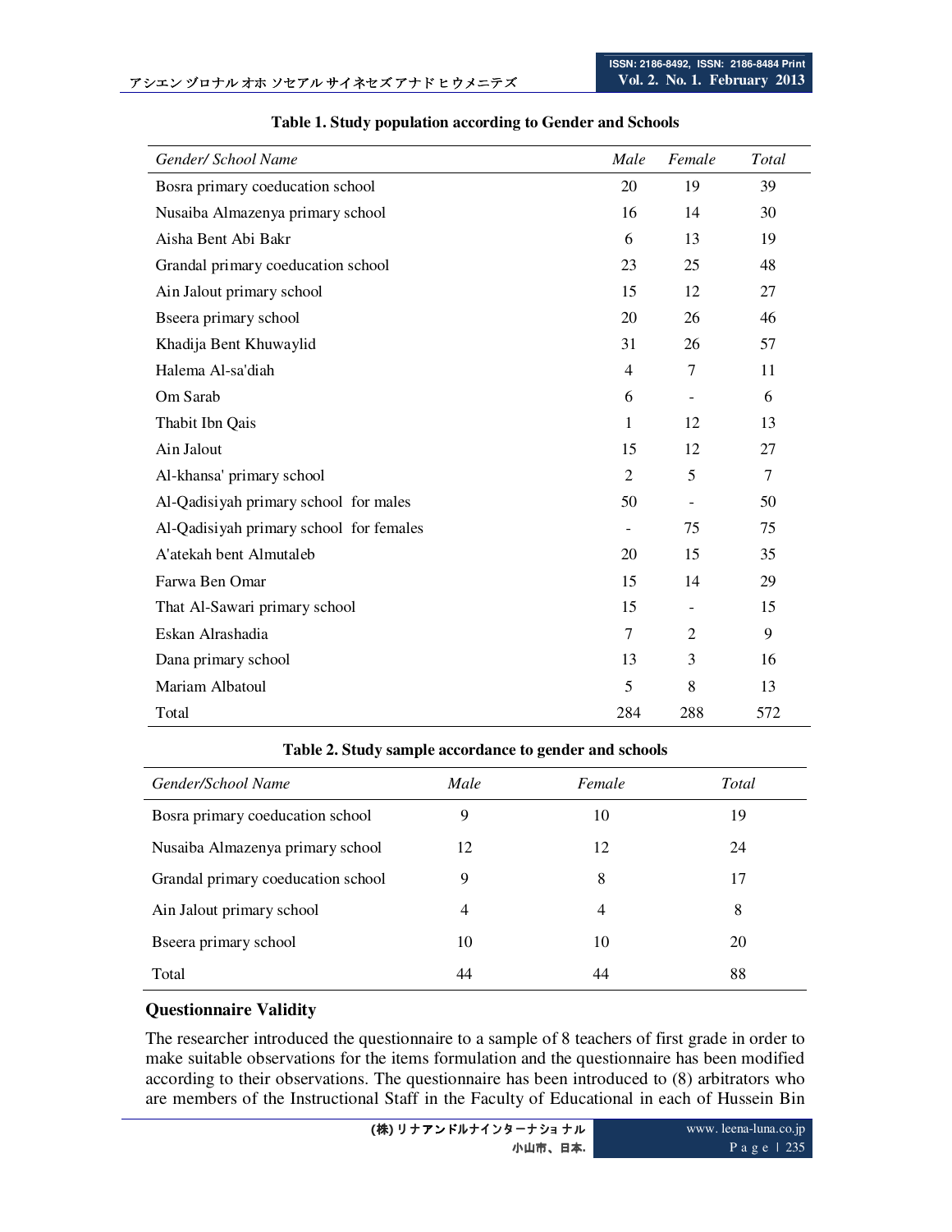**Table 1. Study population according to Gender and Schools**

| *Gender/ School Name* | *Male* | *Female* | *Total* |
|---|---|---|---|
| Bosra primary coeducation school | 20 | 19 | 39 |
| Nusaiba Almazenya primary school | 16 | 14 | 30 |
| Aisha Bent Abi Bakr | 6 | 13 | 19 |
| Grandal primary coeducation school | 23 | 25 | 48 |
| Ain Jalout primary school | 15 | 12 | 27 |
| Bseera primary school | 20 | 26 | 46 |
| Khadija Bent Khuwaylid | 31 | 26 | 57 |
| Halema Al-sa'diah | 4 | 7 | 11 |
| Om Sarab | 6 | - | 6 |
| Thabit Ibn Qais | 1 | 12 | 13 |
| Ain Jalout | 15 | 12 | 27 |
| Al-khansa' primary school | 2 | 5 | 7 |
| Al-Qadisiyah primary school for males | 50 | - | 50 |
| Al-Qadisiyah primary school for females | - | 75 | 75 |
| A'atekah bent Almutaleb | 20 | 15 | 35 |
| Farwa Ben Omar | 15 | 14 | 29 |
| That Al-Sawari primary school | 15 | - | 15 |
| Eskan Alrashadia | 7 | 2 | 9 |
| Dana primary school | 13 | 3 | 16 |
| Mariam Albatoul | 5 | 8 | 13 |
| Total | 284 | 288 | 572 |

**Table 2. Study sample accordance to gender and schools**

| *Gender/School Name* | *Male* | *Female* | *Total* |
|---|---|---|---|
| Bosra primary coeducation school | 9 | 10 | 19 |
| Nusaiba Almazenya primary school | 12 | 12 | 24 |
| Grandal primary coeducation school | 9 | 8 | 17 |
| Ain Jalout primary school | 4 | 4 | 8 |
| Bseera primary school | 10 | 10 | 20 |
| Total | 44 | 44 | 88 |

### Questionnaire Validity

The researcher introduced the questionnaire to a sample of 8 teachers of first grade in order to make suitable observations for the items formulation and the questionnaire has been modified according to their observations. The questionnaire has been introduced to (8) arbitrators who are members of the Instructional Staff in the Faculty of Educational in each of Hussein Bin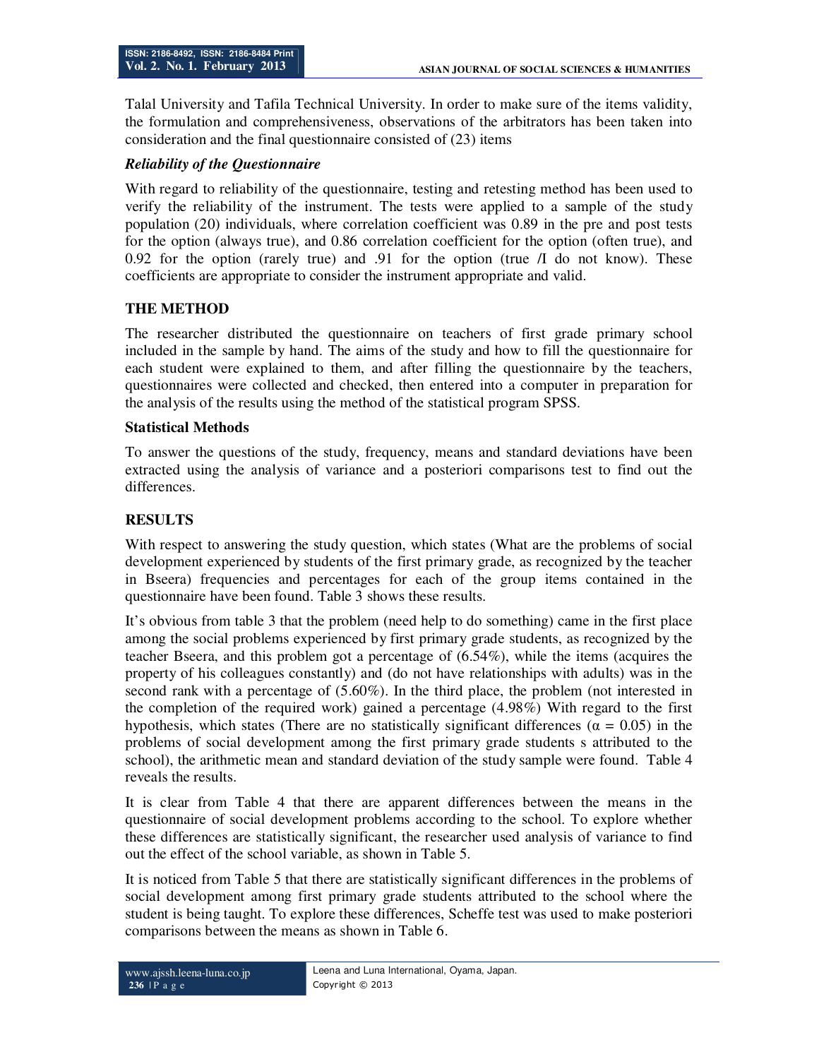Talal University and Tafila Technical University. In order to make sure of the items validity, the formulation and comprehensiveness, observations of the arbitrators has been taken into consideration and the final questionnaire consisted of (23) items

***Reliability of the Questionnaire***

With regard to reliability of the questionnaire, testing and retesting method has been used to verify the reliability of the instrument. The tests were applied to a sample of the study population (20) individuals, where correlation coefficient was 0.89 in the pre and post tests for the option (always true), and 0.86 correlation coefficient for the option (often true), and 0.92 for the option (rarely true) and .91 for the option (true /I do not know). These coefficients are appropriate to consider the instrument appropriate and valid.

## THE METHOD

The researcher distributed the questionnaire on teachers of first grade primary school included in the sample by hand. The aims of the study and how to fill the questionnaire for each student were explained to them, and after filling the questionnaire by the teachers, questionnaires were collected and checked, then entered into a computer in preparation for the analysis of the results using the method of the statistical program SPSS.

### Statistical Methods

To answer the questions of the study, frequency, means and standard deviations have been extracted using the analysis of variance and a posteriori comparisons test to find out the differences.

## RESULTS

With respect to answering the study question, which states (What are the problems of social development experienced by students of the first primary grade, as recognized by the teacher in Bseera) frequencies and percentages for each of the group items contained in the questionnaire have been found. Table 3 shows these results.

It's obvious from table 3 that the problem (need help to do something) came in the first place among the social problems experienced by first primary grade students, as recognized by the teacher Bseera, and this problem got a percentage of (6.54%), while the items (acquires the property of his colleagues constantly) and (do not have relationships with adults) was in the second rank with a percentage of (5.60%). In the third place, the problem (not interested in the completion of the required work) gained a percentage (4.98%) With regard to the first hypothesis, which states (There are no statistically significant differences ($\alpha = 0.05$) in the problems of social development among the first primary grade students s attributed to the school), the arithmetic mean and standard deviation of the study sample were found. Table 4 reveals the results.

It is clear from Table 4 that there are apparent differences between the means in the questionnaire of social development problems according to the school. To explore whether these differences are statistically significant, the researcher used analysis of variance to find out the effect of the school variable, as shown in Table 5.

It is noticed from Table 5 that there are statistically significant differences in the problems of social development among first primary grade students attributed to the school where the student is being taught. To explore these differences, Scheffe test was used to make posteriori comparisons between the means as shown in Table 6.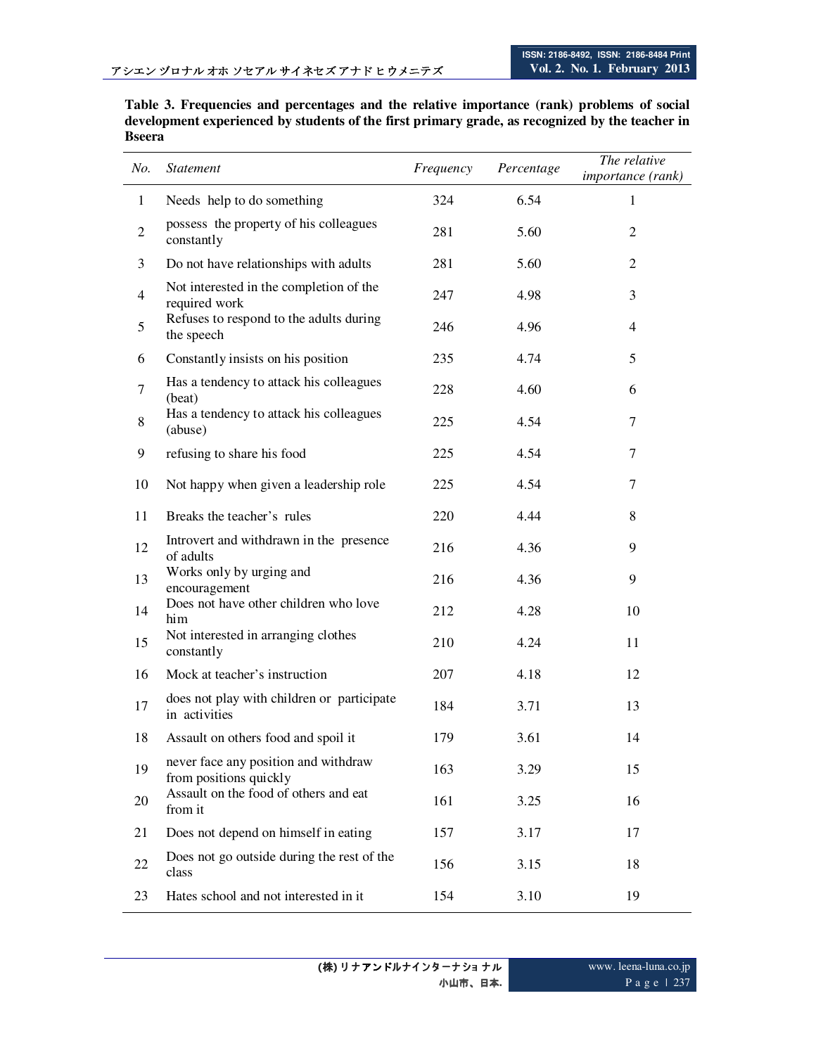**Table 3. Frequencies and percentages and the relative importance (rank) problems of social development experienced by students of the first primary grade, as recognized by the teacher in Bseera**

| *No.* | *Statement* | *Frequency* | *Percentage* | *The relative importance (rank)* |
|---|---|---|---|---|
| 1 | Needs help to do something | 324 | 6.54 | 1 |
| 2 | possess the property of his colleagues constantly | 281 | 5.60 | 2 |
| 3 | Do not have relationships with adults | 281 | 5.60 | 2 |
| 4 | Not interested in the completion of the required work | 247 | 4.98 | 3 |
| 5 | Refuses to respond to the adults during the speech | 246 | 4.96 | 4 |
| 6 | Constantly insists on his position | 235 | 4.74 | 5 |
| 7 | Has a tendency to attack his colleagues (beat) | 228 | 4.60 | 6 |
| 8 | Has a tendency to attack his colleagues (abuse) | 225 | 4.54 | 7 |
| 9 | refusing to share his food | 225 | 4.54 | 7 |
| 10 | Not happy when given a leadership role | 225 | 4.54 | 7 |
| 11 | Breaks the teacher's rules | 220 | 4.44 | 8 |
| 12 | Introvert and withdrawn in the presence of adults | 216 | 4.36 | 9 |
| 13 | Works only by urging and encouragement | 216 | 4.36 | 9 |
| 14 | Does not have other children who love him | 212 | 4.28 | 10 |
| 15 | Not interested in arranging clothes constantly | 210 | 4.24 | 11 |
| 16 | Mock at teacher's instruction | 207 | 4.18 | 12 |
| 17 | does not play with children or participate in activities | 184 | 3.71 | 13 |
| 18 | Assault on others food and spoil it | 179 | 3.61 | 14 |
| 19 | never face any position and withdraw from positions quickly | 163 | 3.29 | 15 |
| 20 | Assault on the food of others and eat from it | 161 | 3.25 | 16 |
| 21 | Does not depend on himself in eating | 157 | 3.17 | 17 |
| 22 | Does not go outside during the rest of the class | 156 | 3.15 | 18 |
| 23 | Hates school and not interested in it | 154 | 3.10 | 19 |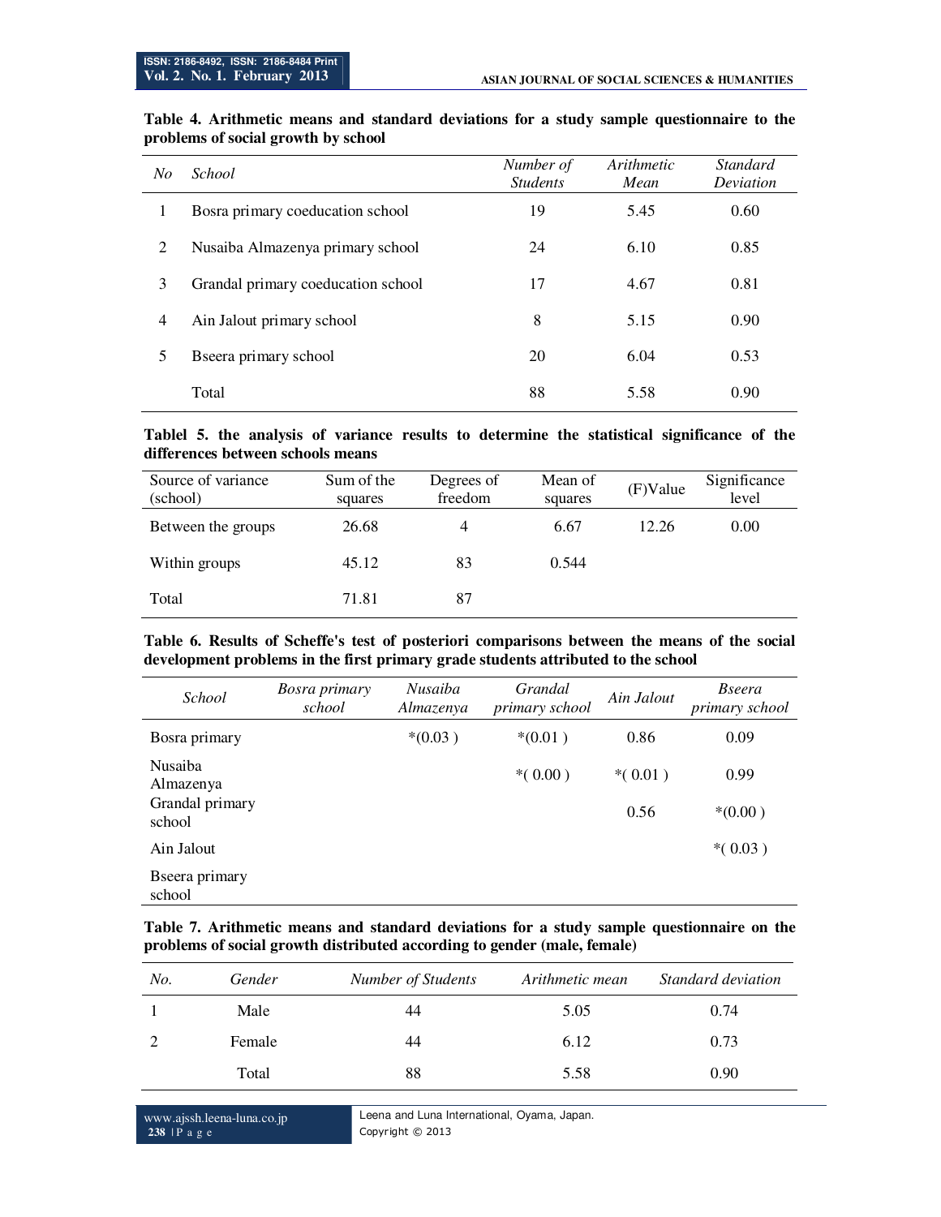**Table 4. Arithmetic means and standard deviations for a study sample questionnaire to the problems of social growth by school**

| No | School | Number of Students | Arithmetic Mean | Standard Deviation |
|---|---|---|---|---|
| 1 | Bosra primary coeducation school | 19 | 5.45 | 0.60 |
| 2 | Nusaiba Almazenya primary school | 24 | 6.10 | 0.85 |
| 3 | Grandal primary coeducation school | 17 | 4.67 | 0.81 |
| 4 | Ain Jalout primary school | 8 | 5.15 | 0.90 |
| 5 | Bseera primary school | 20 | 6.04 | 0.53 |
| | Total | 88 | 5.58 | 0.90 |

**Tablel 5. the analysis of variance results to determine the statistical significance of the differences between schools means**

| Source of variance (school) | Sum of the squares | Degrees of freedom | Mean of squares | (F)Value | Significance level |
|---|---|---|---|---|---|
| Between the groups | 26.68 | 4 | 6.67 | 12.26 | 0.00 |
| Within groups | 45.12 | 83 | 0.544 | | |
| Total | 71.81 | 87 | | | |

**Table 6. Results of Scheffe's test of posteriori comparisons between the means of the social development problems in the first primary grade students attributed to the school**

| School | Bosra primary school | Nusaiba Almazenya | Grandal primary school | Ain Jalout | Bseera primary school |
|---|---|---|---|---|---|
| Bosra primary | | *(0.03 ) | *(0.01 ) | 0.86 | 0.09 |
| Nusaiba Almazenya | | | *( 0.00 ) | *( 0.01 ) | 0.99 |
| Grandal primary school | | | | 0.56 | *(0.00 ) |
| Ain Jalout | | | | | *( 0.03 ) |
| Bseera primary school | | | | | |

**Table 7. Arithmetic means and standard deviations for a study sample questionnaire on the problems of social growth distributed according to gender (male, female)**

| No. | Gender | Number of Students | Arithmetic mean | Standard deviation |
|---|---|---|---|---|
| 1 | Male | 44 | 5.05 | 0.74 |
| 2 | Female | 44 | 6.12 | 0.73 |
| | Total | 88 | 5.58 | 0.90 |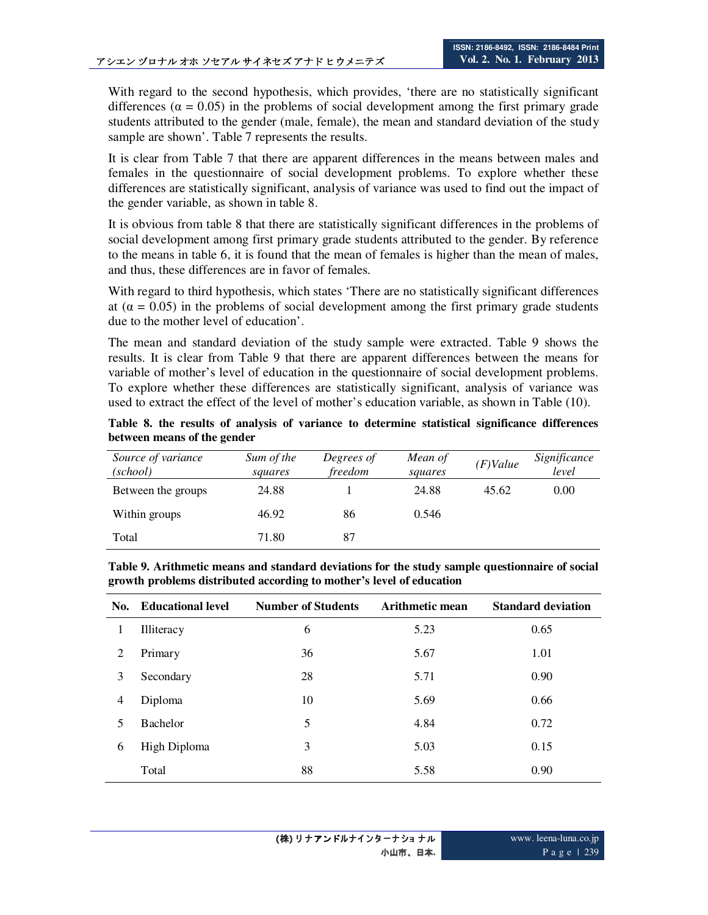With regard to the second hypothesis, which provides, 'there are no statistically significant differences ($\alpha = 0.05$) in the problems of social development among the first primary grade students attributed to the gender (male, female), the mean and standard deviation of the study sample are shown'. Table 7 represents the results.

It is clear from Table 7 that there are apparent differences in the means between males and females in the questionnaire of social development problems. To explore whether these differences are statistically significant, analysis of variance was used to find out the impact of the gender variable, as shown in table 8.

It is obvious from table 8 that there are statistically significant differences in the problems of social development among first primary grade students attributed to the gender. By reference to the means in table 6, it is found that the mean of females is higher than the mean of males, and thus, these differences are in favor of females.

With regard to third hypothesis, which states 'There are no statistically significant differences at ($\alpha = 0.05$) in the problems of social development among the first primary grade students due to the mother level of education'.

The mean and standard deviation of the study sample were extracted. Table 9 shows the results. It is clear from Table 9 that there are apparent differences between the means for variable of mother's level of education in the questionnaire of social development problems. To explore whether these differences are statistically significant, analysis of variance was used to extract the effect of the level of mother's education variable, as shown in Table (10).

**Table 8. the results of analysis of variance to determine statistical significance differences between means of the gender**

| *Source of variance (school)* | *Sum of the squares* | *Degrees of freedom* | *Mean of squares* | *(F)Value* | *Significance level* |
|---|---|---|---|---|---|
| Between the groups | 24.88 | 1 | 24.88 | 45.62 | 0.00 |
| Within groups | 46.92 | 86 | 0.546 | | |
| Total | 71.80 | 87 | | | |

**Table 9. Arithmetic means and standard deviations for the study sample questionnaire of social growth problems distributed according to mother's level of education**

| No. | Educational level | Number of Students | Arithmetic mean | Standard deviation |
|---|---|---|---|---|
| 1 | Illiteracy | 6 | 5.23 | 0.65 |
| 2 | Primary | 36 | 5.67 | 1.01 |
| 3 | Secondary | 28 | 5.71 | 0.90 |
| 4 | Diploma | 10 | 5.69 | 0.66 |
| 5 | Bachelor | 5 | 4.84 | 0.72 |
| 6 | High Diploma | 3 | 5.03 | 0.15 |
| | Total | 88 | 5.58 | 0.90 |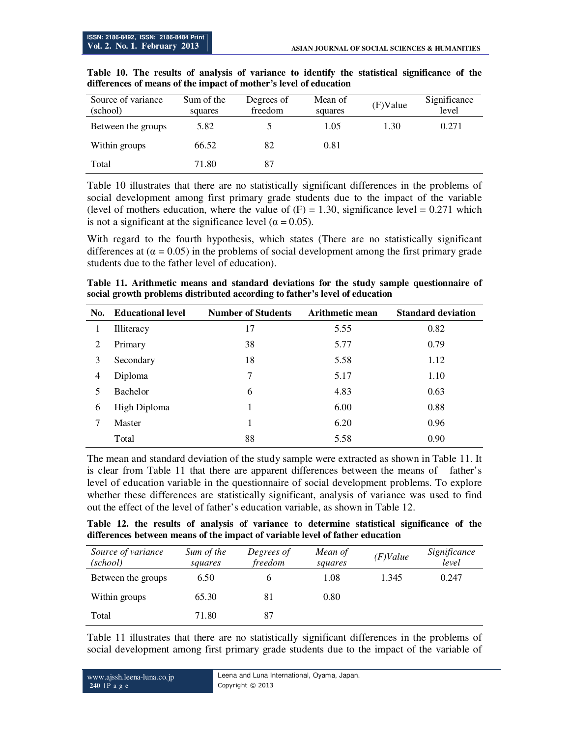**Table 10. The results of analysis of variance to identify the statistical significance of the differences of means of the impact of mother's level of education**

| Source of variance (school) | Sum of the squares | Degrees of freedom | Mean of squares | (F)Value | Significance level |
|---|---|---|---|---|---|
| Between the groups | 5.82 | 5 | 1.05 | 1.30 | 0.271 |
| Within groups | 66.52 | 82 | 0.81 | | |
| Total | 71.80 | 87 | | | |

Table 10 illustrates that there are no statistically significant differences in the problems of social development among first primary grade students due to the impact of the variable (level of mothers education, where the value of (F) = 1.30, significance level = 0.271 which is not a significant at the significance level ($\alpha = 0.05$).

With regard to the fourth hypothesis, which states (There are no statistically significant differences at ($\alpha = 0.05$) in the problems of social development among the first primary grade students due to the father level of education).

**Table 11. Arithmetic means and standard deviations for the study sample questionnaire of social growth problems distributed according to father's level of education**

| No. | Educational level | Number of Students | Arithmetic mean | Standard deviation |
|---|---|---|---|---|
| 1 | Illiteracy | 17 | 5.55 | 0.82 |
| 2 | Primary | 38 | 5.77 | 0.79 |
| 3 | Secondary | 18 | 5.58 | 1.12 |
| 4 | Diploma | 7 | 5.17 | 1.10 |
| 5 | Bachelor | 6 | 4.83 | 0.63 |
| 6 | High Diploma | 1 | 6.00 | 0.88 |
| 7 | Master | 1 | 6.20 | 0.96 |
| | Total | 88 | 5.58 | 0.90 |

The mean and standard deviation of the study sample were extracted as shown in Table 11. It is clear from Table 11 that there are apparent differences between the means of father's level of education variable in the questionnaire of social development problems. To explore whether these differences are statistically significant, analysis of variance was used to find out the effect of the level of father's education variable, as shown in Table 12.

**Table 12. the results of analysis of variance to determine statistical significance of the differences between means of the impact of variable level of father education**

| *Source of variance (school)* | *Sum of the squares* | *Degrees of freedom* | *Mean of squares* | *(F)Value* | *Significance level* |
|---|---|---|---|---|---|
| Between the groups | 6.50 | 6 | 1.08 | 1.345 | 0.247 |
| Within groups | 65.30 | 81 | 0.80 | | |
| Total | 71.80 | 87 | | | |

Table 11 illustrates that there are no statistically significant differences in the problems of social development among first primary grade students due to the impact of the variable of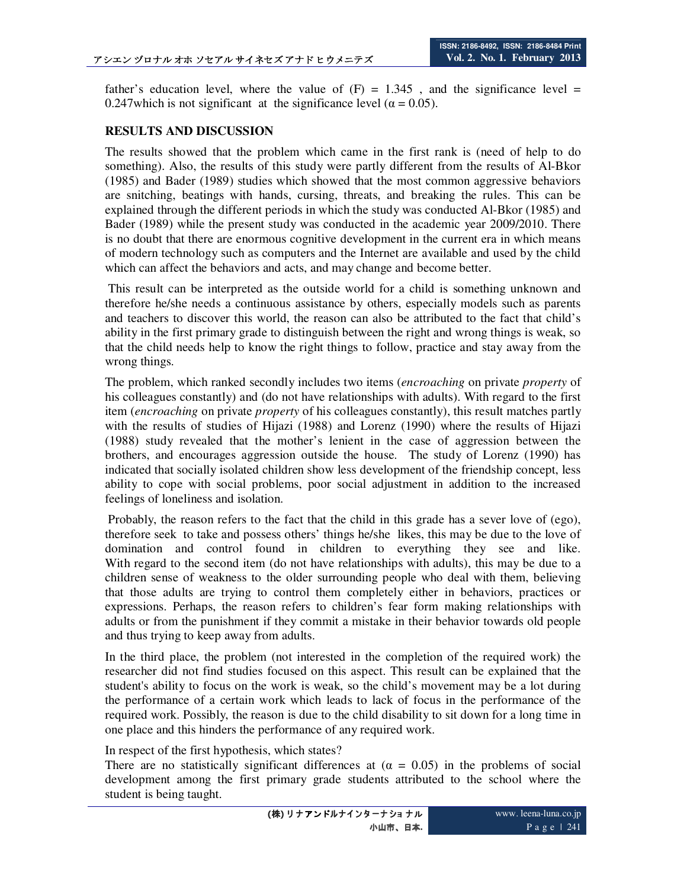father's education level, where the value of (F) = 1.345 , and the significance level = 0.247which is not significant at the significance level ($\alpha = 0.05$).

## RESULTS AND DISCUSSION

The results showed that the problem which came in the first rank is (need of help to do something). Also, the results of this study were partly different from the results of Al-Bkor (1985) and Bader (1989) studies which showed that the most common aggressive behaviors are snitching, beatings with hands, cursing, threats, and breaking the rules. This can be explained through the different periods in which the study was conducted Al-Bkor (1985) and Bader (1989) while the present study was conducted in the academic year 2009/2010. There is no doubt that there are enormous cognitive development in the current era in which means of modern technology such as computers and the Internet are available and used by the child which can affect the behaviors and acts, and may change and become better.

This result can be interpreted as the outside world for a child is something unknown and therefore he/she needs a continuous assistance by others, especially models such as parents and teachers to discover this world, the reason can also be attributed to the fact that child's ability in the first primary grade to distinguish between the right and wrong things is weak, so that the child needs help to know the right things to follow, practice and stay away from the wrong things.

The problem, which ranked secondly includes two items (*encroaching* on private *property* of his colleagues constantly) and (do not have relationships with adults). With regard to the first item (*encroaching* on private *property* of his colleagues constantly), this result matches partly with the results of studies of Hijazi (1988) and Lorenz (1990) where the results of Hijazi (1988) study revealed that the mother's lenient in the case of aggression between the brothers, and encourages aggression outside the house. The study of Lorenz (1990) has indicated that socially isolated children show less development of the friendship concept, less ability to cope with social problems, poor social adjustment in addition to the increased feelings of loneliness and isolation.

Probably, the reason refers to the fact that the child in this grade has a sever love of (ego), therefore seek to take and possess others' things he/she likes, this may be due to the love of domination and control found in children to everything they see and like. With regard to the second item (do not have relationships with adults), this may be due to a children sense of weakness to the older surrounding people who deal with them, believing that those adults are trying to control them completely either in behaviors, practices or expressions. Perhaps, the reason refers to children's fear form making relationships with adults or from the punishment if they commit a mistake in their behavior towards old people and thus trying to keep away from adults.

In the third place, the problem (not interested in the completion of the required work) the researcher did not find studies focused on this aspect. This result can be explained that the student's ability to focus on the work is weak, so the child's movement may be a lot during the performance of a certain work which leads to lack of focus in the performance of the required work. Possibly, the reason is due to the child disability to sit down for a long time in one place and this hinders the performance of any required work.

In respect of the first hypothesis, which states?

There are no statistically significant differences at ($\alpha = 0.05$) in the problems of social development among the first primary grade students attributed to the school where the student is being taught.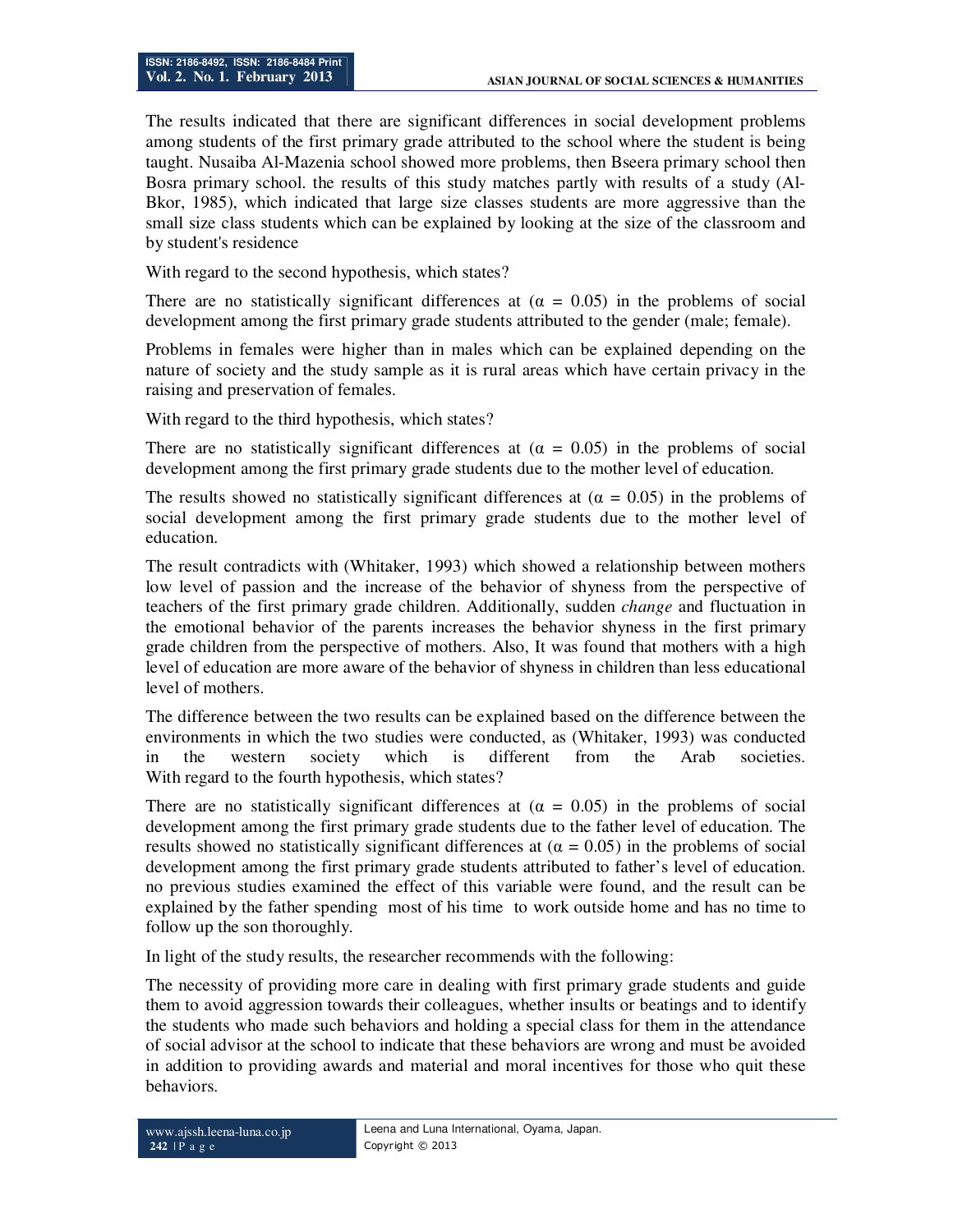The results indicated that there are significant differences in social development problems among students of the first primary grade attributed to the school where the student is being taught. Nusaiba Al-Mazenia school showed more problems, then Bseera primary school then Bosra primary school. the results of this study matches partly with results of a study (Al-Bkor, 1985), which indicated that large size classes students are more aggressive than the small size class students which can be explained by looking at the size of the classroom and by student's residence

With regard to the second hypothesis, which states?

There are no statistically significant differences at ($\alpha$ = 0.05) in the problems of social development among the first primary grade students attributed to the gender (male; female).

Problems in females were higher than in males which can be explained depending on the nature of society and the study sample as it is rural areas which have certain privacy in the raising and preservation of females.

With regard to the third hypothesis, which states?

There are no statistically significant differences at ($\alpha$ = 0.05) in the problems of social development among the first primary grade students due to the mother level of education.

The results showed no statistically significant differences at ($\alpha$ = 0.05) in the problems of social development among the first primary grade students due to the mother level of education.

The result contradicts with (Whitaker, 1993) which showed a relationship between mothers low level of passion and the increase of the behavior of shyness from the perspective of teachers of the first primary grade children. Additionally, sudden *change* and fluctuation in the emotional behavior of the parents increases the behavior shyness in the first primary grade children from the perspective of mothers. Also, It was found that mothers with a high level of education are more aware of the behavior of shyness in children than less educational level of mothers.

The difference between the two results can be explained based on the difference between the environments in which the two studies were conducted, as (Whitaker, 1993) was conducted in the western society which is different from the Arab societies.
With regard to the fourth hypothesis, which states?

There are no statistically significant differences at ($\alpha$ = 0.05) in the problems of social development among the first primary grade students due to the father level of education. The results showed no statistically significant differences at ($\alpha$ = 0.05) in the problems of social development among the first primary grade students attributed to father's level of education. no previous studies examined the effect of this variable were found, and the result can be explained by the father spending most of his time to work outside home and has no time to follow up the son thoroughly.

In light of the study results, the researcher recommends with the following:

The necessity of providing more care in dealing with first primary grade students and guide them to avoid aggression towards their colleagues, whether insults or beatings and to identify the students who made such behaviors and holding a special class for them in the attendance of social advisor at the school to indicate that these behaviors are wrong and must be avoided in addition to providing awards and material and moral incentives for those who quit these behaviors.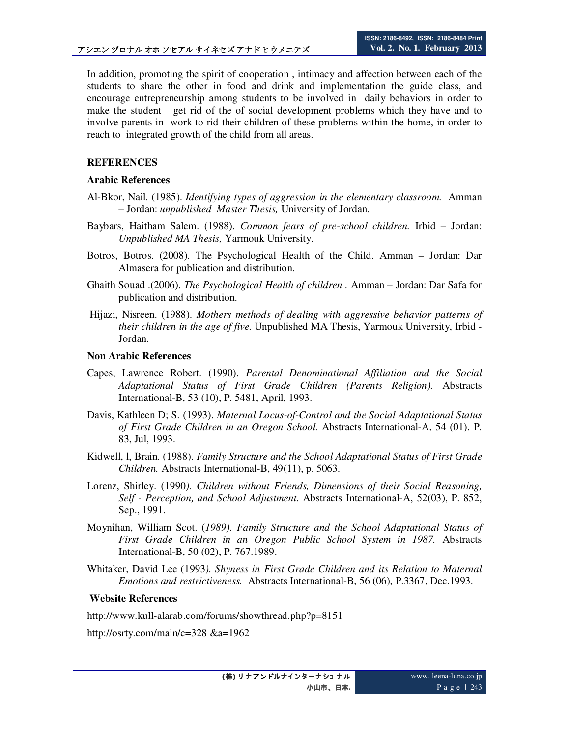In addition, promoting the spirit of cooperation , intimacy and affection between each of the students to share the other in food and drink and implementation the guide class, and encourage entrepreneurship among students to be involved in daily behaviors in order to make the student get rid of the of social development problems which they have and to involve parents in work to rid their children of these problems within the home, in order to reach to integrated growth of the child from all areas.

## REFERENCES

### Arabic References

Al-Bkor, Nail. (1985). *Identifying types of aggression in the elementary classroom.* Amman – Jordan: *unpublished Master Thesis,* University of Jordan.

Baybars, Haitham Salem. (1988). *Common fears of pre-school children.* Irbid – Jordan: *Unpublished MA Thesis,* Yarmouk University.

Botros, Botros. (2008). The Psychological Health of the Child. Amman – Jordan: Dar Almasera for publication and distribution.

Ghaith Souad .(2006). *The Psychological Health of children* . Amman – Jordan: Dar Safa for publication and distribution.

Hijazi, Nisreen. (1988). *Mothers methods of dealing with aggressive behavior patterns of their children in the age of five.* Unpublished MA Thesis, Yarmouk University, Irbid - Jordan.

### Non Arabic References

Capes, Lawrence Robert. (1990). *Parental Denominational Affiliation and the Social Adaptational Status of First Grade Children (Parents Religion).* Abstracts International-B, 53 (10), P. 5481, April, 1993.

Davis, Kathleen D; S. (1993). *Maternal Locus-of-Control and the Social Adaptational Status of First Grade Children in an Oregon School.* Abstracts International-A, 54 (01), P. 83, Jul, 1993.

Kidwell, l, Brain. (1988). *Family Structure and the School Adaptational Status of First Grade Children.* Abstracts International-B, 49(11), p. 5063.

Lorenz, Shirley. (1990*). Children without Friends, Dimensions of their Social Reasoning, Self - Perception, and School Adjustment.* Abstracts International-A, 52(03), P. 852, Sep., 1991.

Moynihan, William Scot. (*1989). Family Structure and the School Adaptational Status of First Grade Children in an Oregon Public School System in 1987.* Abstracts International-B, 50 (02), P. 767.1989.

Whitaker, David Lee (1993*). Shyness in First Grade Children and its Relation to Maternal Emotions and restrictiveness.* Abstracts International-B, 56 (06), P.3367, Dec.1993.

### Website References

http://www.kull-alarab.com/forums/showthread.php?p=8151

http://osrty.com/main/c=328 &a=1962